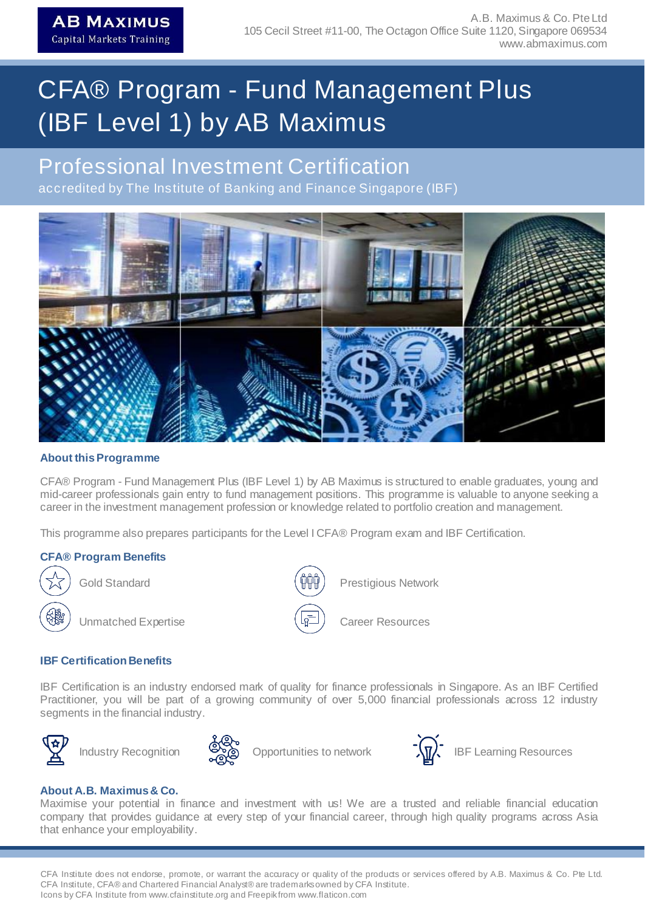AB MAXIMUS
Capital Markets Training

A.B. Maximus & Co. Pte Ltd
105 Cecil Street #11-00, The Octagon Office Suite 1120, Singapore 069534
www.abmaximus.com

# CFA® Program - Fund Management Plus (IBF Level 1) by AB Maximus

## Professional Investment Certification

accredited by The Institute of Banking and Finance Singapore (IBF)

### About this Programme

CFA® Program - Fund Management Plus (IBF Level 1) by AB Maximus is structured to enable graduates, young and mid-career professionals gain entry to fund management positions. This programme is valuable to anyone seeking a career in the investment management profession or knowledge related to portfolio creation and management.

This programme also prepares participants for the Level I CFA® Program exam and IBF Certification.

### CFA® Program Benefits

- Gold Standard
- Prestigious Network
- Unmatched Expertise
- Career Resources

### IBF Certification Benefits

IBF Certification is an industry endorsed mark of quality for finance professionals in Singapore. As an IBF Certified Practitioner, you will be part of a growing community of over 5,000 financial professionals across 12 industry segments in the financial industry.

- Industry Recognition
- Opportunities to network
- IBF Learning Resources

### About A.B. Maximus & Co.

Maximise your potential in finance and investment with us! We are a trusted and reliable financial education company that provides guidance at every step of your financial career, through high quality programs across Asia that enhance your employability.

CFA Institute does not endorse, promote, or warrant the accuracy or quality of the products or services offered by A.B. Maximus & Co. Pte Ltd.
CFA Institute, CFA® and Chartered Financial Analyst® are trademarks owned by CFA Institute.
Icons by CFA Institute from www.cfainstitute.org and Freepik from www.flaticon.com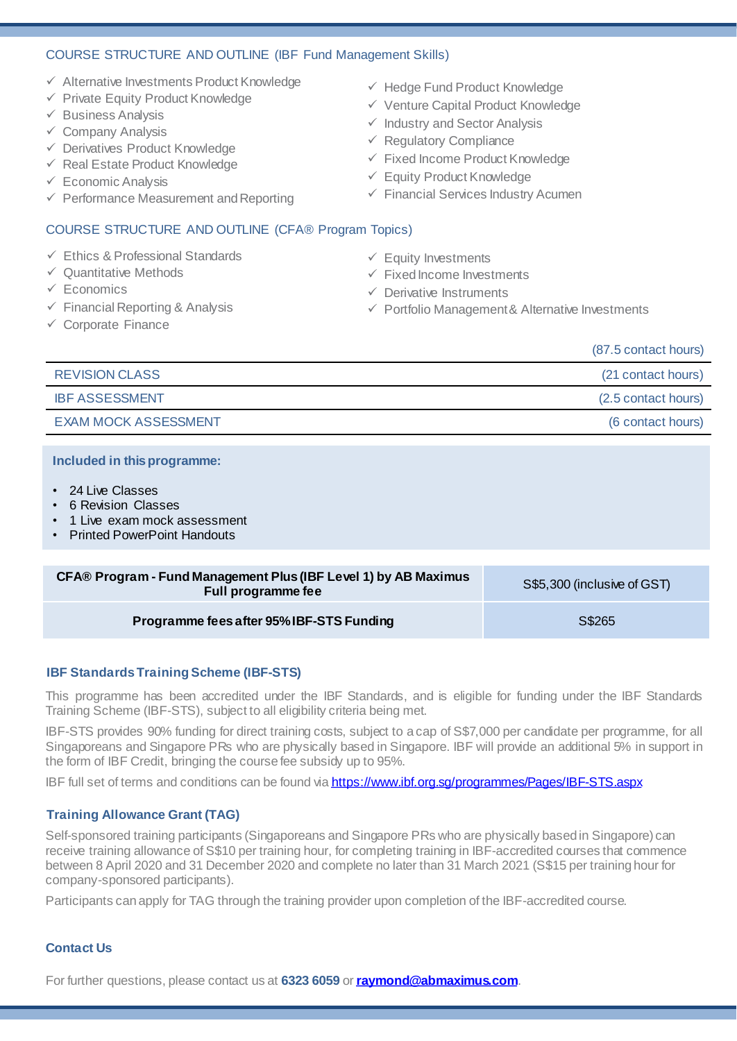## COURSE STRUCTURE AND OUTLINE (IBF Fund Management Skills)

- ✓ Alternative Investments Product Knowledge
- ✓ Private Equity Product Knowledge
- ✓ Business Analysis
- ✓ Company Analysis
- ✓ Derivatives Product Knowledge
- ✓ Real Estate Product Knowledge
- ✓ Economic Analysis
- ✓ Performance Measurement and Reporting
- ✓ Hedge Fund Product Knowledge
- ✓ Venture Capital Product Knowledge
- ✓ Industry and Sector Analysis
- ✓ Regulatory Compliance
- ✓ Fixed Income Product Knowledge
- ✓ Equity Product Knowledge
- ✓ Financial Services Industry Acumen

## COURSE STRUCTURE AND OUTLINE (CFA® Program Topics)

- ✓ Ethics & Professional Standards
- ✓ Quantitative Methods
- ✓ Economics
- ✓ Financial Reporting & Analysis
- ✓ Corporate Finance
- ✓ Equity Investments
- ✓ Fixed Income Investments
- ✓ Derivative Instruments
- ✓ Portfolio Management & Alternative Investments

(87.5 contact hours)

| | |
|---|---|
| REVISION CLASS | (21 contact hours) |
| IBF ASSESSMENT | (2.5 contact hours) |
| EXAM MOCK ASSESSMENT | (6 contact hours) |

**Included in this programme:**

- 24 Live Classes
- 6 Revision Classes
- 1 Live exam mock assessment
- Printed PowerPoint Handouts

| | |
|---|---|
| **CFA® Program - Fund Management Plus (IBF Level 1) by AB Maximus Full programme fee** | S$5,300 (inclusive of GST) |
| **Programme fees after 95% IBF-STS Funding** | S$265 |

### IBF Standards Training Scheme (IBF-STS)

This programme has been accredited under the IBF Standards, and is eligible for funding under the IBF Standards Training Scheme (IBF-STS), subject to all eligibility criteria being met.

IBF-STS provides 90% funding for direct training costs, subject to a cap of S$7,000 per candidate per programme, for all Singaporeans and Singapore PRs who are physically based in Singapore. IBF will provide an additional 5% in support in the form of IBF Credit, bringing the course fee subsidy up to 95%.

IBF full set of terms and conditions can be found via https://www.ibf.org.sg/programmes/Pages/IBF-STS.aspx

### Training Allowance Grant (TAG)

Self-sponsored training participants (Singaporeans and Singapore PRs who are physically based in Singapore) can receive training allowance of S$10 per training hour, for completing training in IBF-accredited courses that commence between 8 April 2020 and 31 December 2020 and complete no later than 31 March 2021 (S$15 per training hour for company-sponsored participants).

Participants can apply for TAG through the training provider upon completion of the IBF-accredited course.

### Contact Us

For further questions, please contact us at **6323 6059** or **raymond@abmaximus.com**.